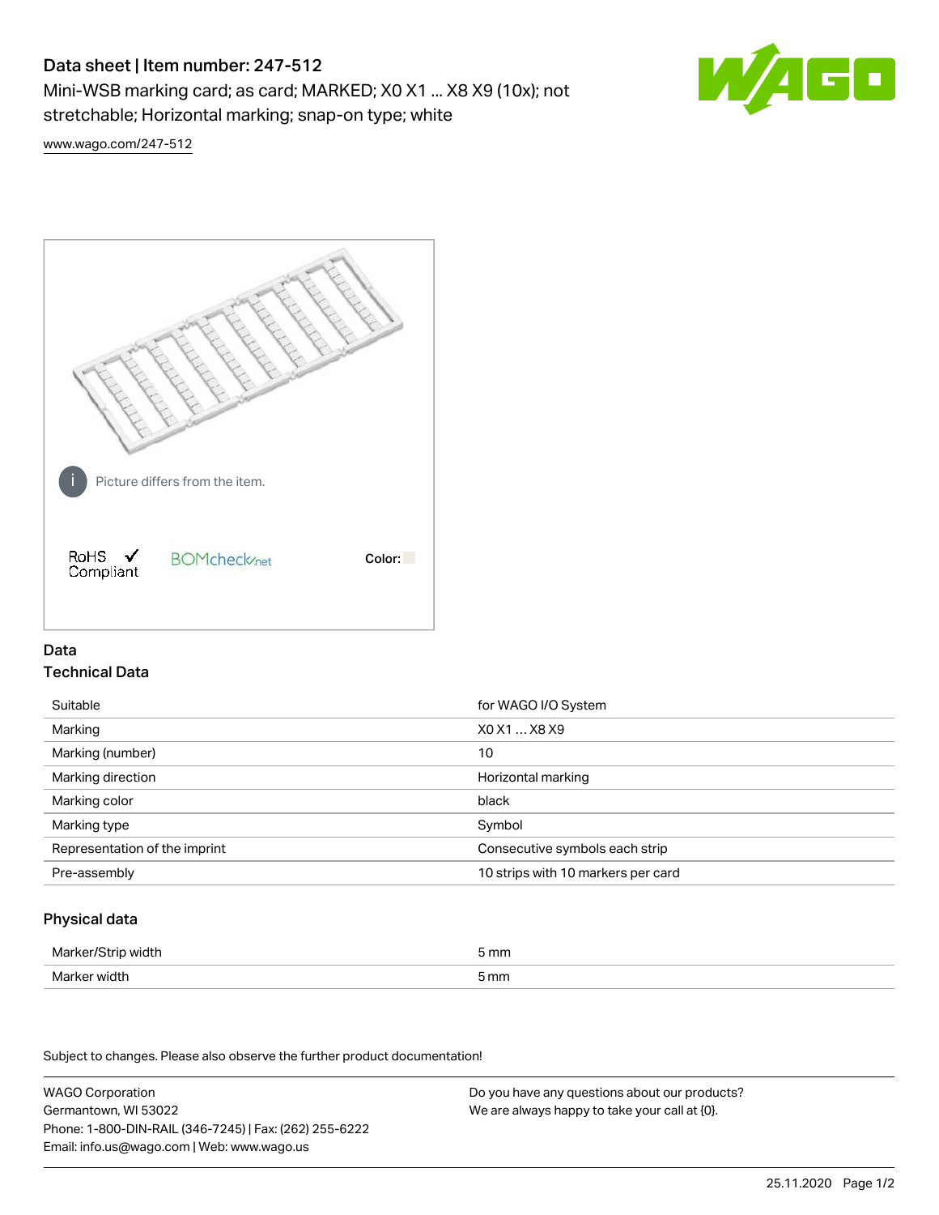# Data sheet | Item number: 247-512

Mini-WSB marking card; as card; MARKED; X0 X1 ... X8 X9 (10x); not stretchable; Horizontal marking; snap-on type; white

www.wago.com/247-512

Picture differs from the item.

RoHS Compliant

BOMcheck.net

Color:

## Data

### Technical Data

| | |
|---|---|
| Suitable | for WAGO I/O System |
| Marking | X0 X1 ... X8 X9 |
| Marking (number) | 10 |
| Marking direction | Horizontal marking |
| Marking color | black |
| Marking type | Symbol |
| Representation of the imprint | Consecutive symbols each strip |
| Pre-assembly | 10 strips with 10 markers per card |

### Physical data

| | |
|---|---|
| Marker/Strip width | 5 mm |
| Marker width | 5 mm |

Subject to changes. Please also observe the further product documentation!

WAGO Corporation
Germantown, WI 53022
Phone: 1-800-DIN-RAIL (346-7245) | Fax: (262) 255-6222
Email: info.us@wago.com | Web: www.wago.us

Do you have any questions about our products?
We are always happy to take your call at {0}.

25.11.2020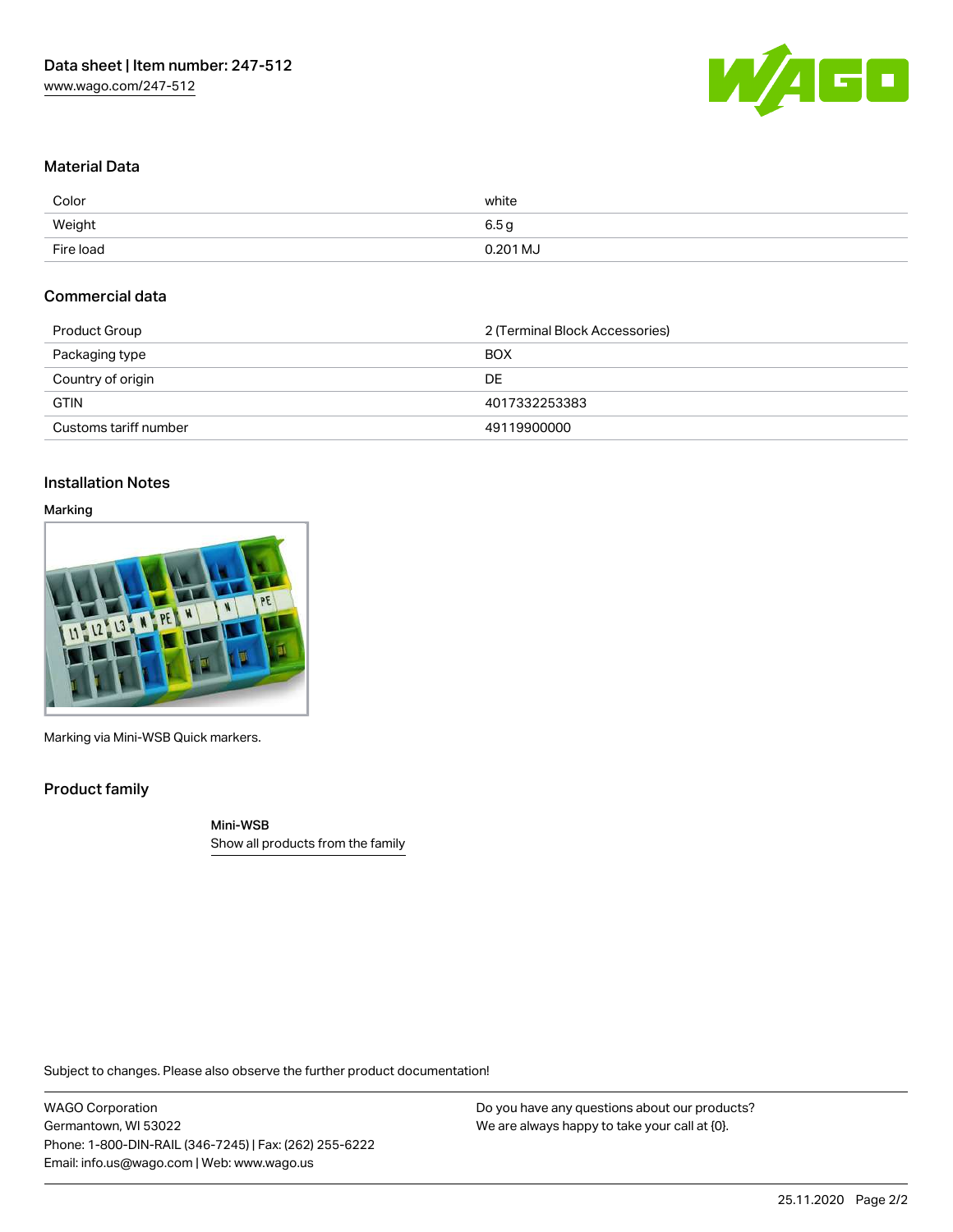## Material Data

| | |
|---|---|
| Color | white |
| Weight | 6.5 g |
| Fire load | 0.201 MJ |

## Commercial data

| | |
|---|---|
| Product Group | 2 (Terminal Block Accessories) |
| Packaging type | BOX |
| Country of origin | DE |
| GTIN | 4017332253383 |
| Customs tariff number | 49119900000 |

## Installation Notes

### Marking

Marking via Mini-WSB Quick markers.

## Product family

Mini-WSB
Show all products from the family

Subject to changes. Please also observe the further product documentation!

WAGO Corporation
Germantown, WI 53022
Phone: 1-800-DIN-RAIL (346-7245) | Fax: (262) 255-6222
Email: info.us@wago.com | Web: www.wago.us

Do you have any questions about our products?
We are always happy to take your call at {0}.